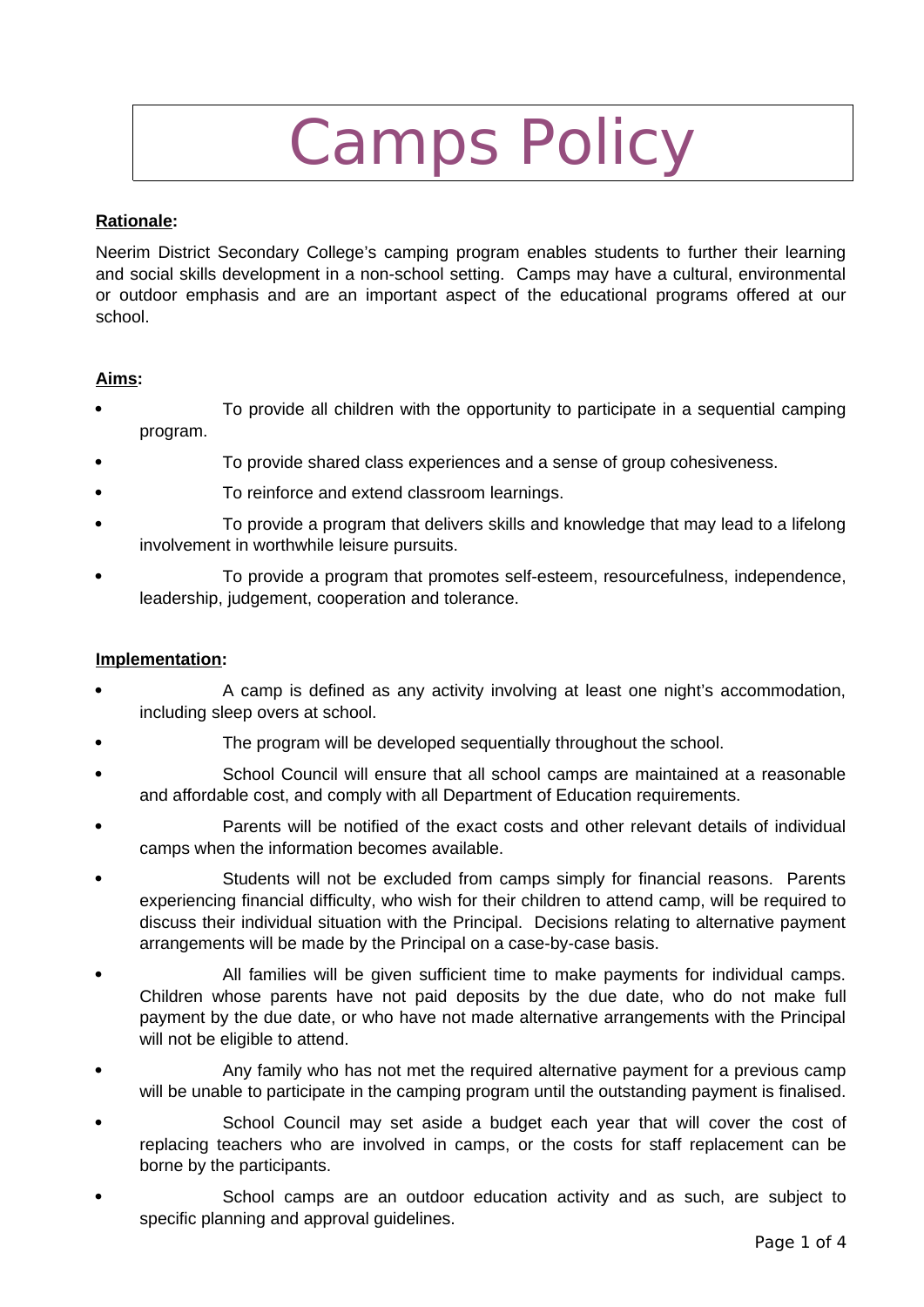# Camps Policy

**Rationale:**

Neerim District Secondary College's camping program enables students to further their learning and social skills development in a non-school setting. Camps may have a cultural, environmental or outdoor emphasis and are an important aspect of the educational programs offered at our school.

**Aims:**

- To provide all children with the opportunity to participate in a sequential camping program.
- To provide shared class experiences and a sense of group cohesiveness.
- To reinforce and extend classroom learnings.
- To provide a program that delivers skills and knowledge that may lead to a lifelong involvement in worthwhile leisure pursuits.
- To provide a program that promotes self-esteem, resourcefulness, independence, leadership, judgement, cooperation and tolerance.

**Implementation:**

- A camp is defined as any activity involving at least one night's accommodation, including sleep overs at school.
- The program will be developed sequentially throughout the school.
- School Council will ensure that all school camps are maintained at a reasonable and affordable cost, and comply with all Department of Education requirements.
- Parents will be notified of the exact costs and other relevant details of individual camps when the information becomes available.
- Students will not be excluded from camps simply for financial reasons. Parents experiencing financial difficulty, who wish for their children to attend camp, will be required to discuss their individual situation with the Principal. Decisions relating to alternative payment arrangements will be made by the Principal on a case-by-case basis.
- All families will be given sufficient time to make payments for individual camps. Children whose parents have not paid deposits by the due date, who do not make full payment by the due date, or who have not made alternative arrangements with the Principal will not be eligible to attend.
- Any family who has not met the required alternative payment for a previous camp will be unable to participate in the camping program until the outstanding payment is finalised.
- School Council may set aside a budget each year that will cover the cost of replacing teachers who are involved in camps, or the costs for staff replacement can be borne by the participants.
- School camps are an outdoor education activity and as such, are subject to specific planning and approval guidelines.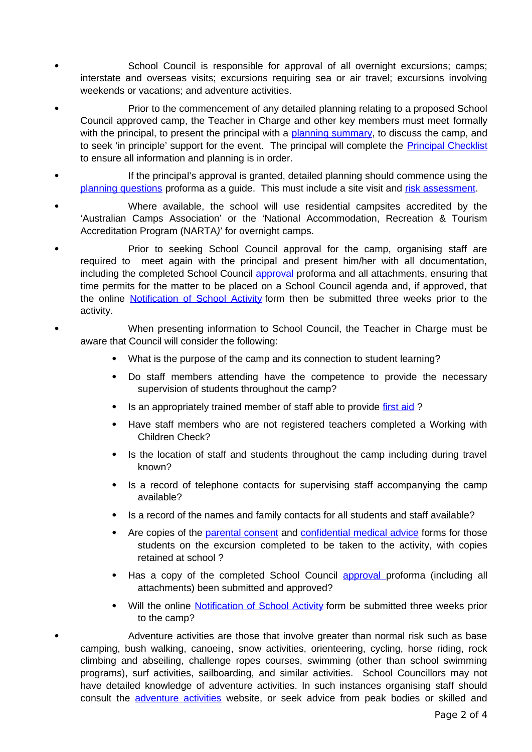- School Council is responsible for approval of all overnight excursions; camps; interstate and overseas visits; excursions requiring sea or air travel; excursions involving weekends or vacations; and adventure activities.
- Prior to the commencement of any detailed planning relating to a proposed School Council approved camp, the Teacher in Charge and other key members must meet formally with the principal, to present the principal with a planning summary, to discuss the camp, and to seek 'in principle' support for the event. The principal will complete the Principal Checklist to ensure all information and planning is in order.
- If the principal's approval is granted, detailed planning should commence using the planning questions proforma as a guide. This must include a site visit and risk assessment.
- Where available, the school will use residential campsites accredited by the 'Australian Camps Association' or the 'National Accommodation, Recreation & Tourism Accreditation Program (NARTA)' for overnight camps.
- Prior to seeking School Council approval for the camp, organising staff are required to meet again with the principal and present him/her with all documentation, including the completed School Council approval proforma and all attachments, ensuring that time permits for the matter to be placed on a School Council agenda and, if approved, that the online Notification of School Activity form then be submitted three weeks prior to the activity.
- When presenting information to School Council, the Teacher in Charge must be aware that Council will consider the following:
  - What is the purpose of the camp and its connection to student learning?
  - Do staff members attending have the competence to provide the necessary supervision of students throughout the camp?
  - Is an appropriately trained member of staff able to provide first aid ?
  - Have staff members who are not registered teachers completed a Working with Children Check?
  - Is the location of staff and students throughout the camp including during travel known?
  - Is a record of telephone contacts for supervising staff accompanying the camp available?
  - Is a record of the names and family contacts for all students and staff available?
  - Are copies of the parental consent and confidential medical advice forms for those students on the excursion completed to be taken to the activity, with copies retained at school ?
  - Has a copy of the completed School Council approval proforma (including all attachments) been submitted and approved?
  - Will the online Notification of School Activity form be submitted three weeks prior to the camp?
- Adventure activities are those that involve greater than normal risk such as base camping, bush walking, canoeing, snow activities, orienteering, cycling, horse riding, rock climbing and abseiling, challenge ropes courses, swimming (other than school swimming programs), surf activities, sailboarding, and similar activities. School Councillors may not have detailed knowledge of adventure activities. In such instances organising staff should consult the adventure activities website, or seek advice from peak bodies or skilled and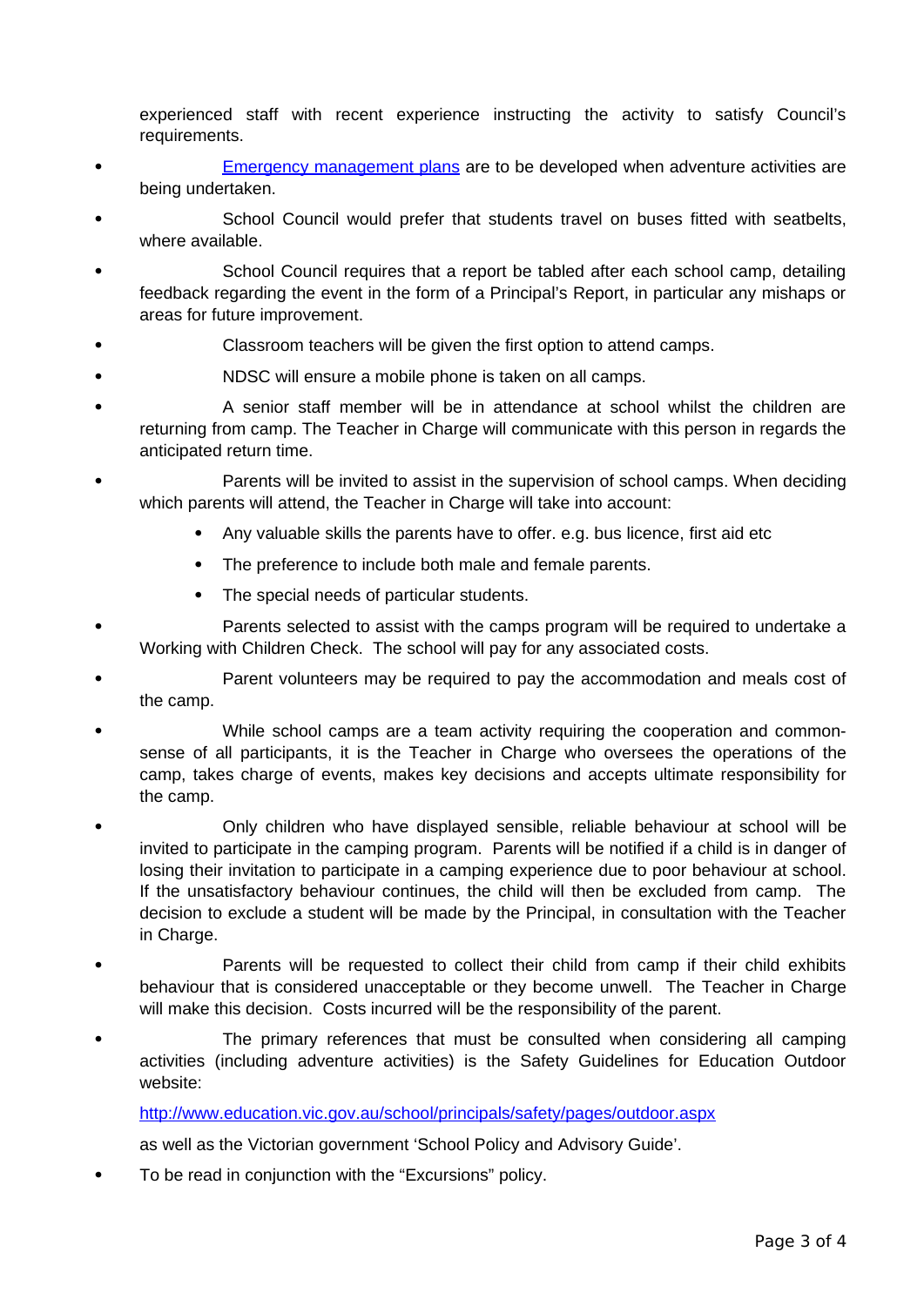experienced staff with recent experience instructing the activity to satisfy Council's requirements.

- [Emergency management plans]() are to be developed when adventure activities are being undertaken.
- School Council would prefer that students travel on buses fitted with seatbelts, where available.
- School Council requires that a report be tabled after each school camp, detailing feedback regarding the event in the form of a Principal's Report, in particular any mishaps or areas for future improvement.
- Classroom teachers will be given the first option to attend camps.
- NDSC will ensure a mobile phone is taken on all camps.
- A senior staff member will be in attendance at school whilst the children are returning from camp. The Teacher in Charge will communicate with this person in regards the anticipated return time.
- Parents will be invited to assist in the supervision of school camps. When deciding which parents will attend, the Teacher in Charge will take into account:
    - Any valuable skills the parents have to offer. e.g. bus licence, first aid etc
    - The preference to include both male and female parents.
    - The special needs of particular students.
- Parents selected to assist with the camps program will be required to undertake a Working with Children Check. The school will pay for any associated costs.
- Parent volunteers may be required to pay the accommodation and meals cost of the camp.
- While school camps are a team activity requiring the cooperation and common-sense of all participants, it is the Teacher in Charge who oversees the operations of the camp, takes charge of events, makes key decisions and accepts ultimate responsibility for the camp.
- Only children who have displayed sensible, reliable behaviour at school will be invited to participate in the camping program. Parents will be notified if a child is in danger of losing their invitation to participate in a camping experience due to poor behaviour at school. If the unsatisfactory behaviour continues, the child will then be excluded from camp. The decision to exclude a student will be made by the Principal, in consultation with the Teacher in Charge.
- Parents will be requested to collect their child from camp if their child exhibits behaviour that is considered unacceptable or they become unwell. The Teacher in Charge will make this decision. Costs incurred will be the responsibility of the parent.
- The primary references that must be consulted when considering all camping activities (including adventure activities) is the Safety Guidelines for Education Outdoor website:

  [http://www.education.vic.gov.au/school/principals/safety/pages/outdoor.aspx](http://www.education.vic.gov.au/school/principals/safety/pages/outdoor.aspx)

  as well as the Victorian government 'School Policy and Advisory Guide'.
- To be read in conjunction with the "Excursions" policy.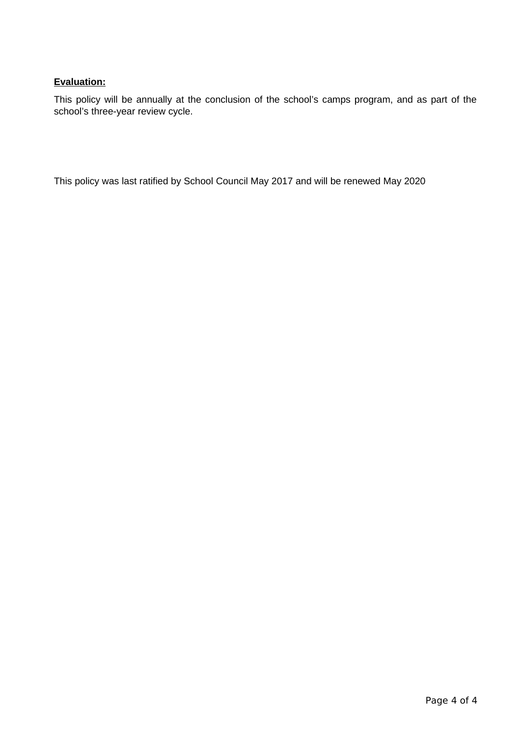**Evaluation:**

This policy will be annually at the conclusion of the school's camps program, and as part of the school's three-year review cycle.

This policy was last ratified by School Council May 2017 and will be renewed May 2020